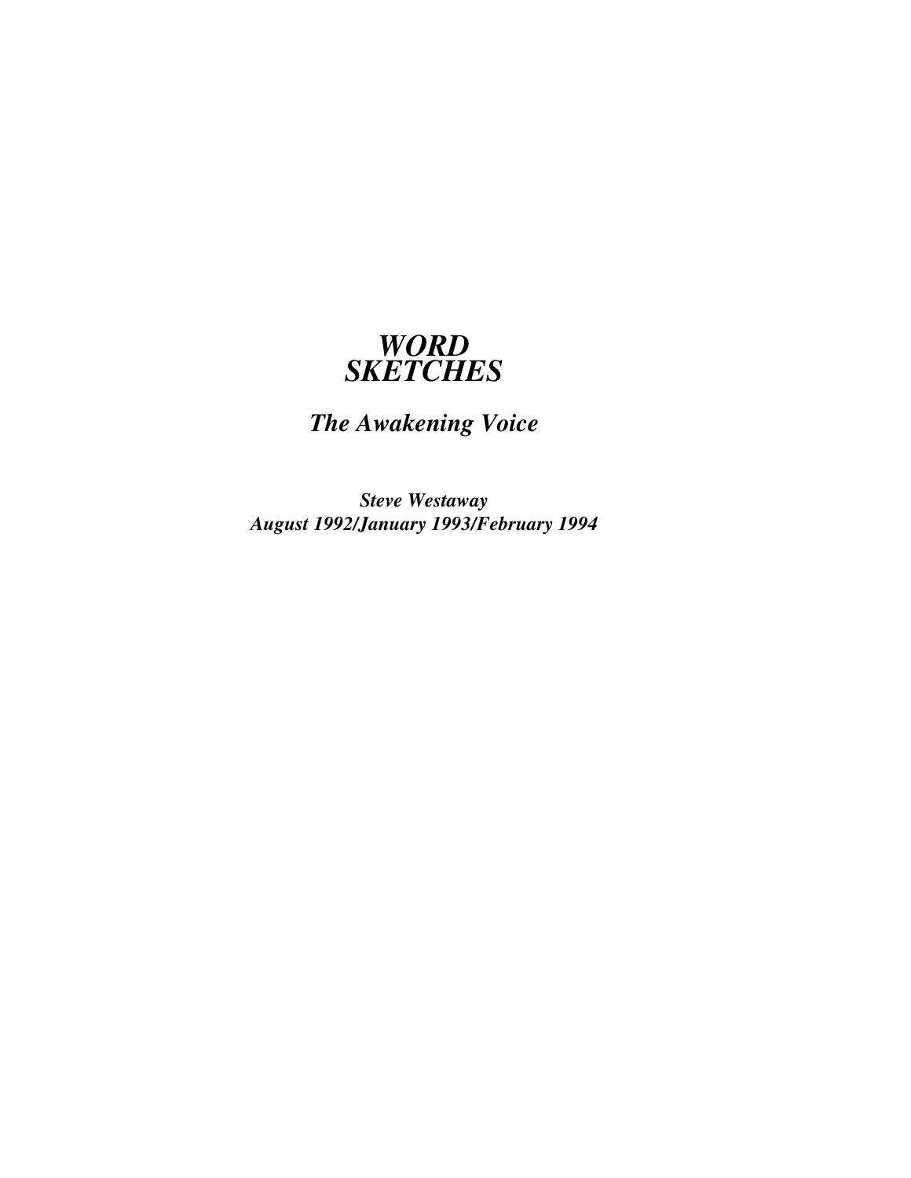# *WORD SKETCHES*

## *The Awakening Voice*

***Steve Westaway***
***August 1992/January 1993/February 1994***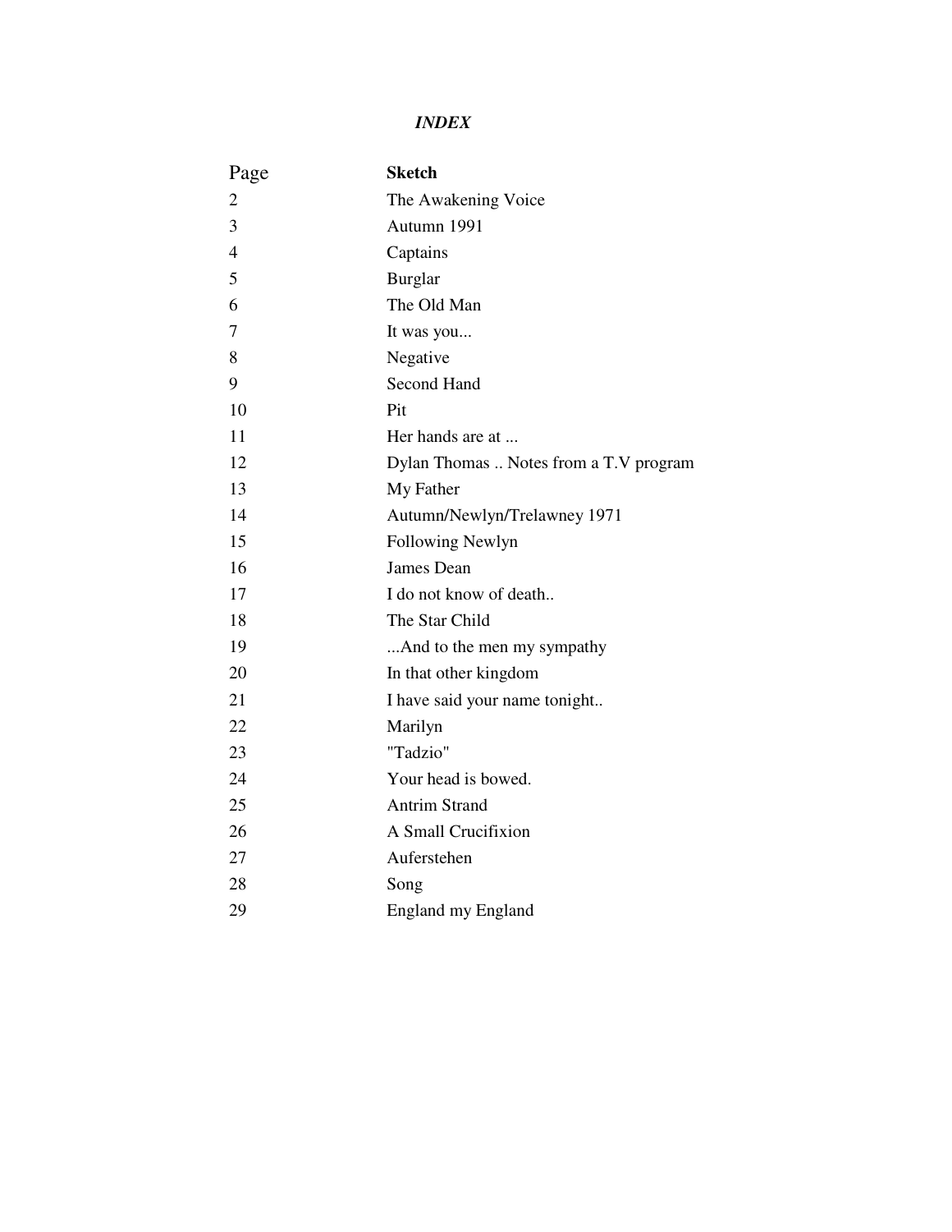# *INDEX*

| Page | **Sketch** |
|---|---|
| 2 | The Awakening Voice |
| 3 | Autumn 1991 |
| 4 | Captains |
| 5 | Burglar |
| 6 | The Old Man |
| 7 | It was you... |
| 8 | Negative |
| 9 | Second Hand |
| 10 | Pit |
| 11 | Her hands are at ... |
| 12 | Dylan Thomas .. Notes from a T.V program |
| 13 | My Father |
| 14 | Autumn/Newlyn/Trelawney 1971 |
| 15 | Following Newlyn |
| 16 | James Dean |
| 17 | I do not know of death.. |
| 18 | The Star Child |
| 19 | ...And to the men my sympathy |
| 20 | In that other kingdom |
| 21 | I have said your name tonight.. |
| 22 | Marilyn |
| 23 | "Tadzio" |
| 24 | Your head is bowed. |
| 25 | Antrim Strand |
| 26 | A Small Crucifixion |
| 27 | Auferstehen |
| 28 | Song |
| 29 | England my England |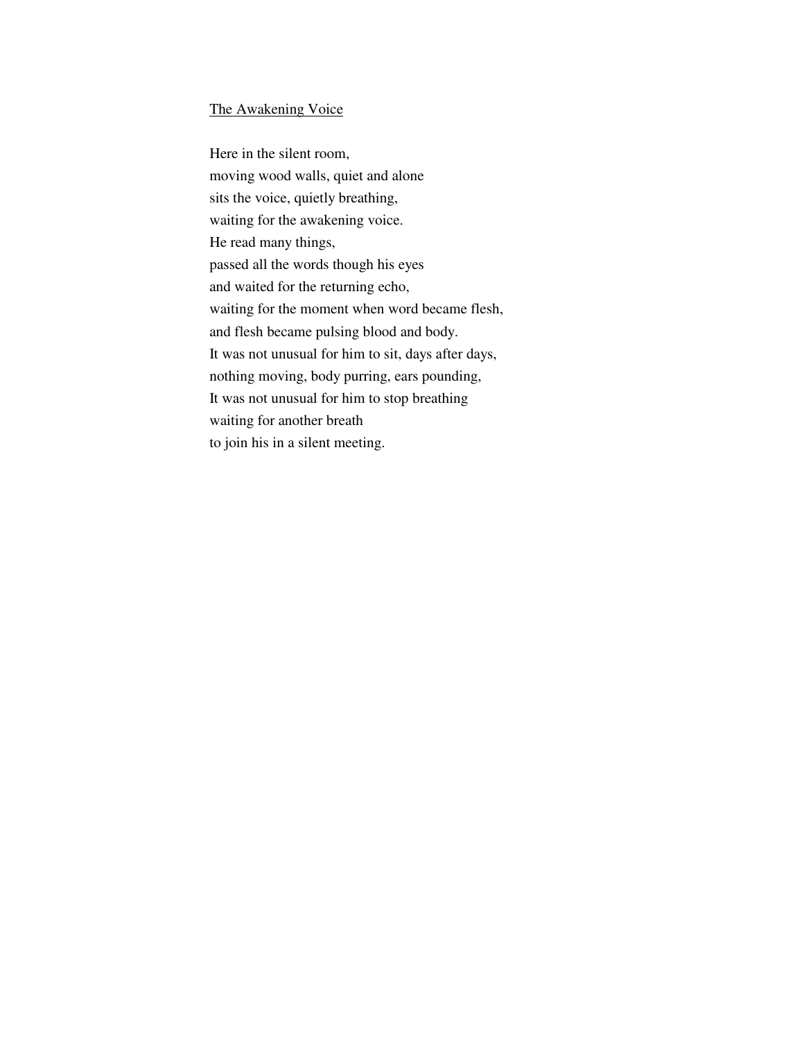<u>The Awakening Voice</u>

Here in the silent room,  
moving wood walls, quiet and alone  
sits the voice, quietly breathing,  
waiting for the awakening voice.  
He read many things,  
passed all the words though his eyes  
and waited for the returning echo,  
waiting for the moment when word became flesh,  
and flesh became pulsing blood and body.  
It was not unusual for him to sit, days after days,  
nothing moving, body purring, ears pounding,  
It was not unusual for him to stop breathing  
waiting for another breath  
to join his in a silent meeting.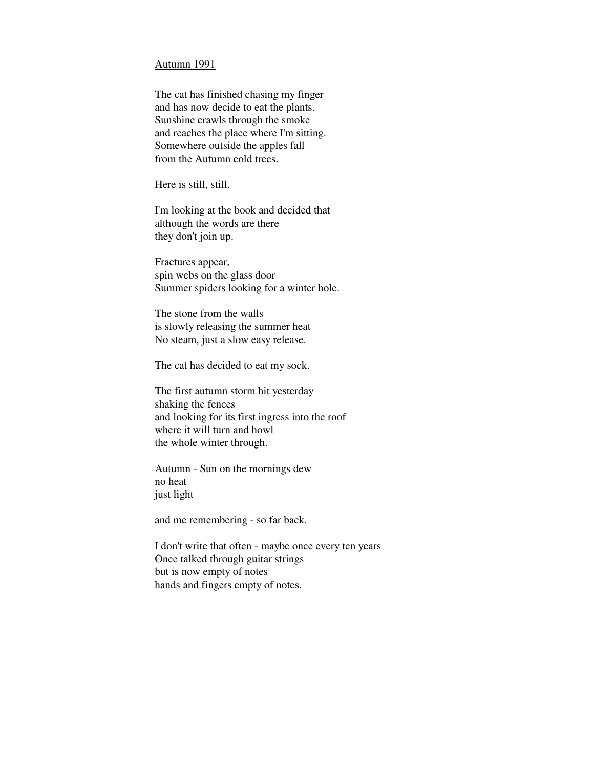Autumn 1991

The cat has finished chasing my finger  
and has now decide to eat the plants.  
Sunshine crawls through the smoke  
and reaches the place where I'm sitting.  
Somewhere outside the apples fall  
from the Autumn cold trees.

Here is still, still.

I'm looking at the book and decided that  
although the words are there  
they don't join up.

Fractures appear,  
spin webs on the glass door  
Summer spiders looking for a winter hole.

The stone from the walls  
is slowly releasing the summer heat  
No steam, just a slow easy release.

The cat has decided to eat my sock.

The first autumn storm hit yesterday  
shaking the fences  
and looking for its first ingress into the roof  
where it will turn and howl  
the whole winter through.

Autumn - Sun on the mornings dew  
no heat  
just light

and me remembering - so far back.

I don't write that often - maybe once every ten years  
Once talked through guitar strings  
but is now empty of notes  
hands and fingers empty of notes.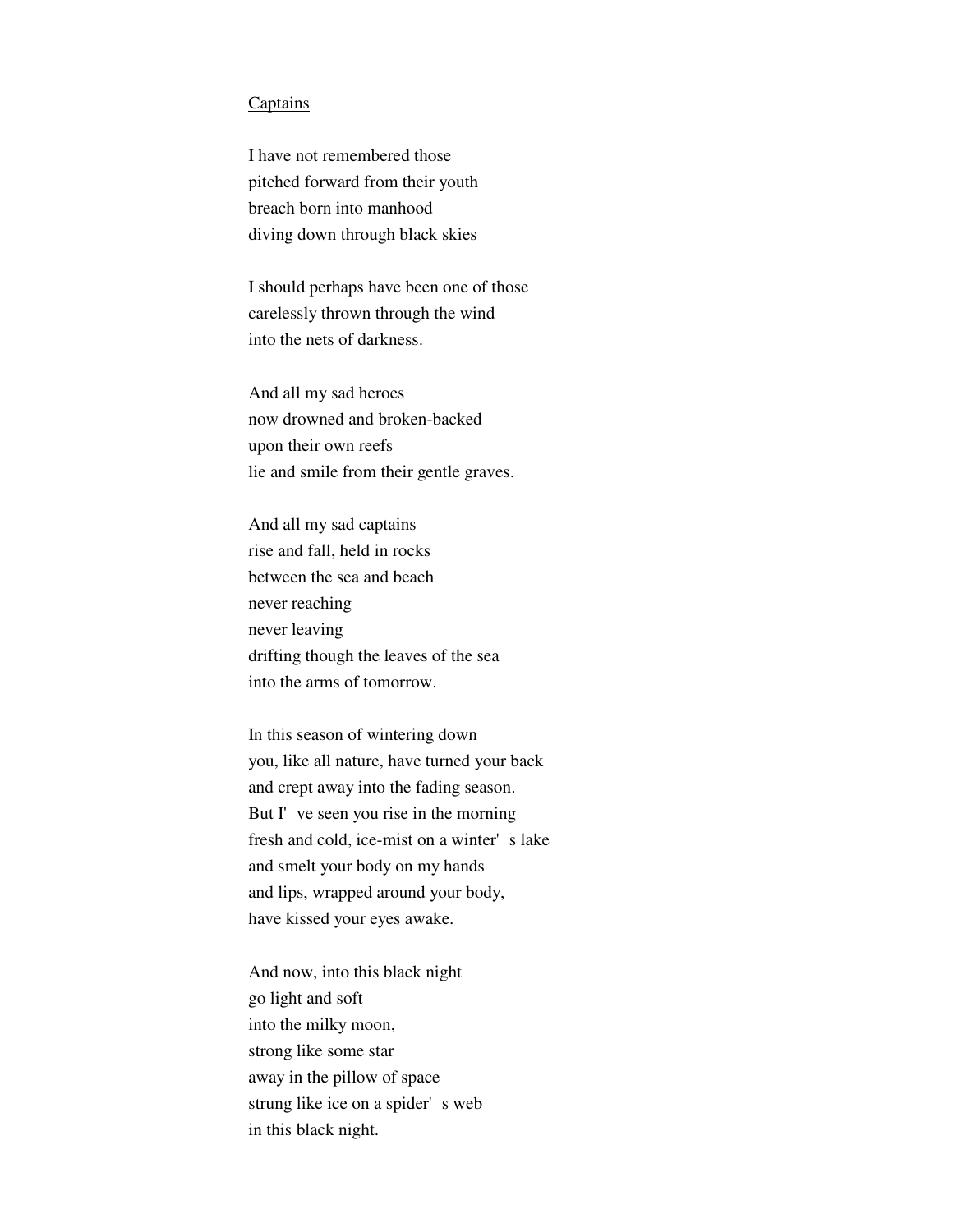Captains

I have not remembered those  
pitched forward from their youth  
breach born into manhood  
diving down through black skies

I should perhaps have been one of those  
carelessly thrown through the wind  
into the nets of darkness.

And all my sad heroes  
now drowned and broken-backed  
upon their own reefs  
lie and smile from their gentle graves.

And all my sad captains  
rise and fall, held in rocks  
between the sea and beach  
never reaching  
never leaving  
drifting though the leaves of the sea  
into the arms of tomorrow.

In this season of wintering down  
you, like all nature, have turned your back  
and crept away into the fading season.  
But I've seen you rise in the morning  
fresh and cold, ice-mist on a winter's lake  
and smelt your body on my hands  
and lips, wrapped around your body,  
have kissed your eyes awake.

And now, into this black night  
go light and soft  
into the milky moon,  
strong like some star  
away in the pillow of space  
strung like ice on a spider's web  
in this black night.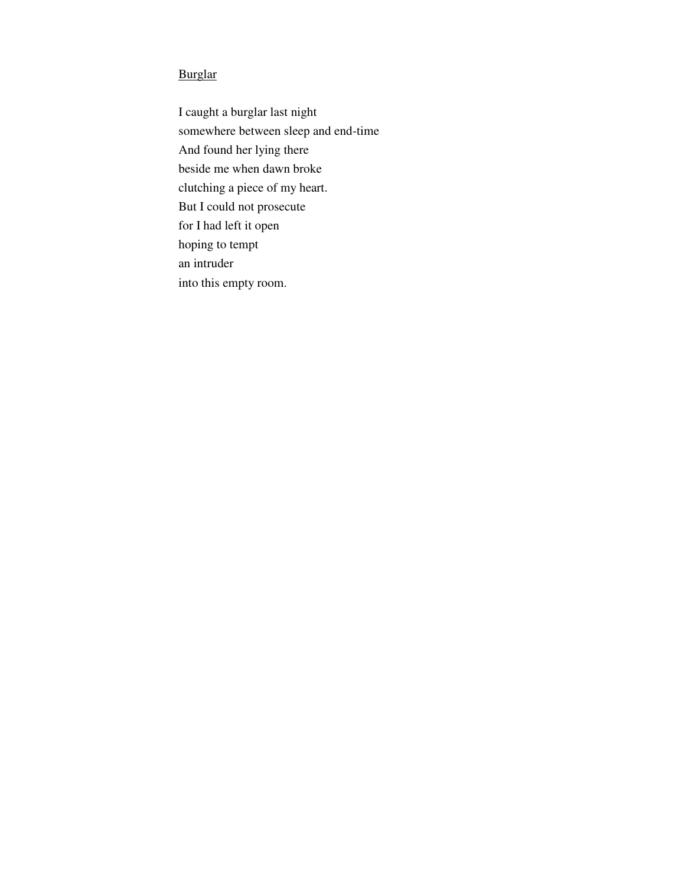## Burglar

I caught a burglar last night  
somewhere between sleep and end-time  
And found her lying there  
beside me when dawn broke  
clutching a piece of my heart.  
But I could not prosecute  
for I had left it open  
hoping to tempt  
an intruder  
into this empty room.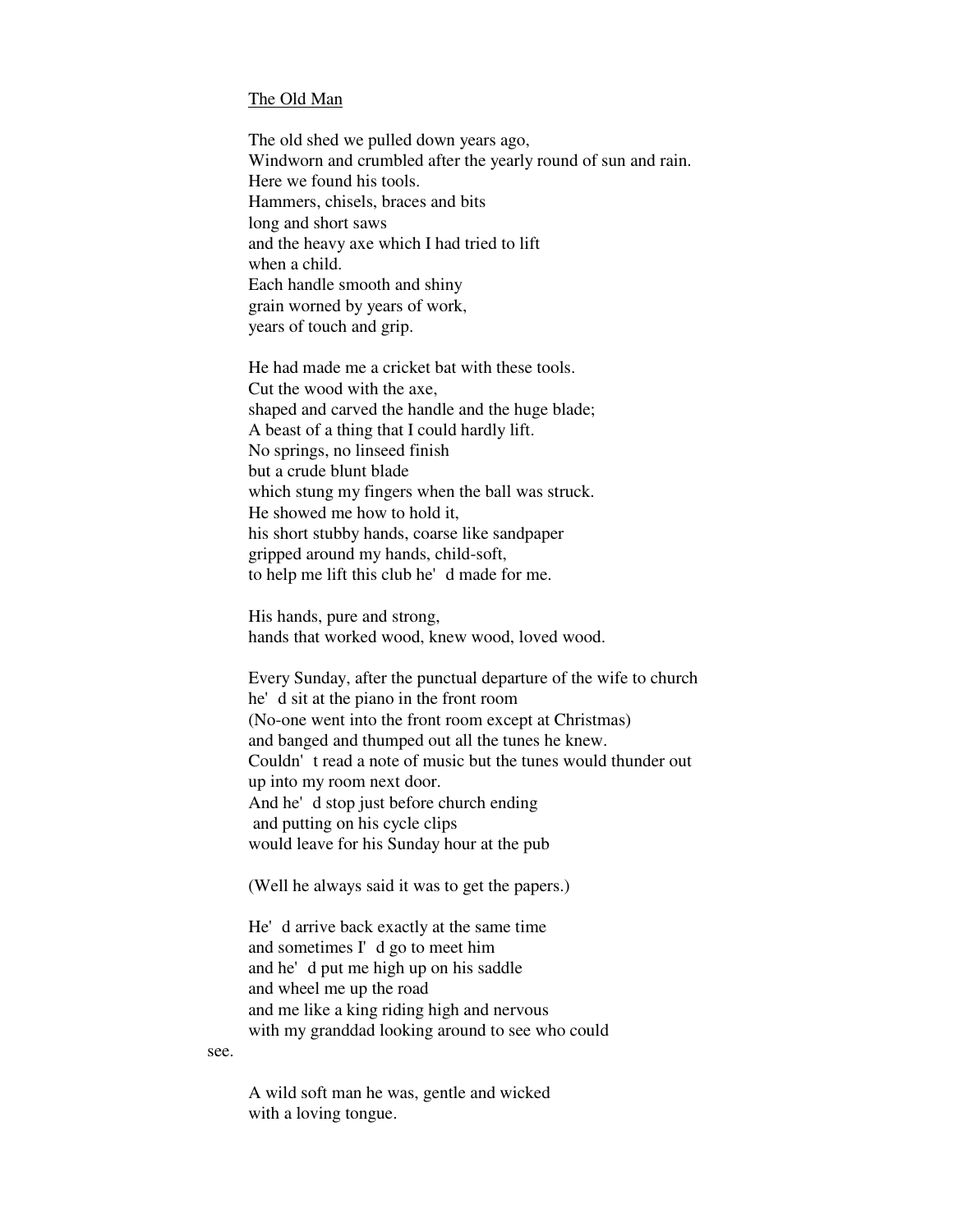The Old Man

The old shed we pulled down years ago,
Windworn and crumbled after the yearly round of sun and rain.
Here we found his tools.
Hammers, chisels, braces and bits
long and short saws
and the heavy axe which I had tried to lift
when a child.
Each handle smooth and shiny
grain worned by years of work,
years of touch and grip.

He had made me a cricket bat with these tools.
Cut the wood with the axe,
shaped and carved the handle and the huge blade;
A beast of a thing that I could hardly lift.
No springs, no linseed finish
but a crude blunt blade
which stung my fingers when the ball was struck.
He showed me how to hold it,
his short stubby hands, coarse like sandpaper
gripped around my hands, child-soft,
to help me lift this club he'd made for me.

His hands, pure and strong,
hands that worked wood, knew wood, loved wood.

Every Sunday, after the punctual departure of the wife to church
he'd sit at the piano in the front room
(No-one went into the front room except at Christmas)
and banged and thumped out all the tunes he knew.
Couldn't read a note of music but the tunes would thunder out
up into my room next door.
And he'd stop just before church ending
and putting on his cycle clips
would leave for his Sunday hour at the pub

(Well he always said it was to get the papers.)

He'd arrive back exactly at the same time
and sometimes I'd go to meet him
and he'd put me high up on his saddle
and wheel me up the road
and me like a king riding high and nervous
with my granddad looking around to see who could
see.

A wild soft man he was, gentle and wicked
with a loving tongue.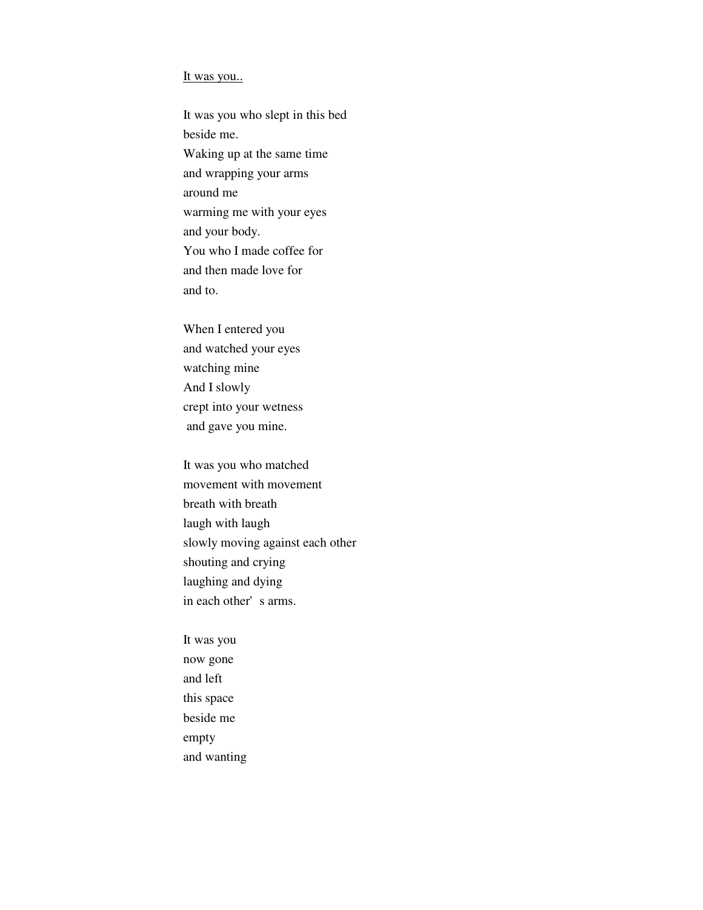<u>It was you..</u>

It was you who slept in this bed  
beside me.  
Waking up at the same time  
and wrapping your arms  
around me  
warming me with your eyes  
and your body.  
You who I made coffee for  
and then made love for  
and to.

When I entered you  
and watched your eyes  
watching mine  
And I slowly  
crept into your wetness  
and gave you mine.

It was you who matched  
movement with movement  
breath with breath  
laugh with laugh  
slowly moving against each other  
shouting and crying  
laughing and dying  
in each other's arms.

It was you  
now gone  
and left  
this space  
beside me  
empty  
and wanting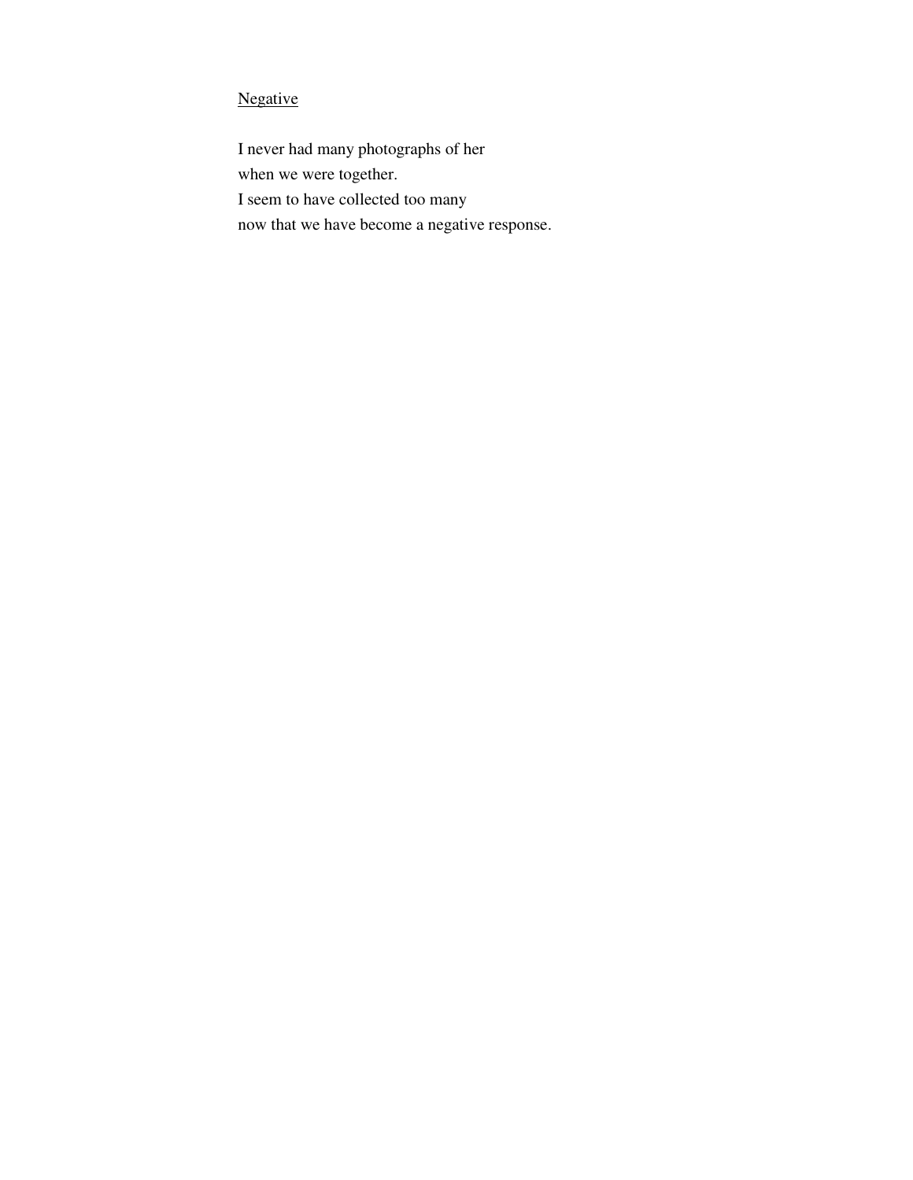## Negative

I never had many photographs of her  
when we were together.  
I seem to have collected too many  
now that we have become a negative response.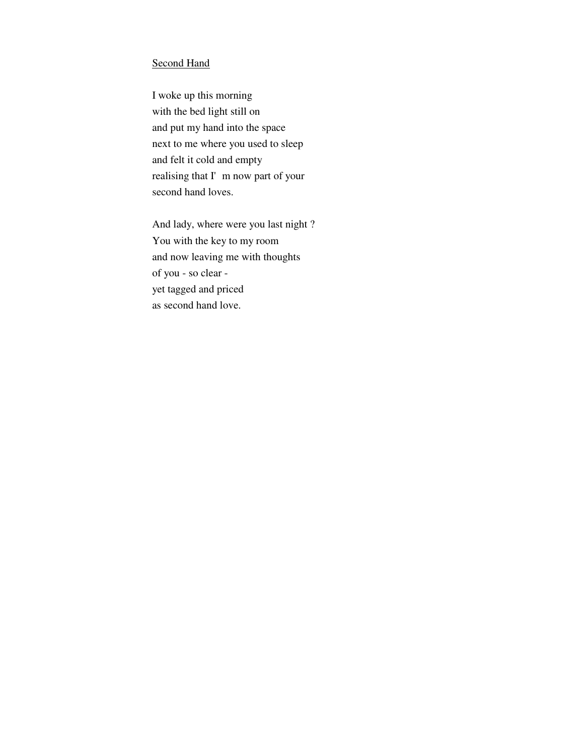<u>Second Hand</u>

I woke up this morning  
with the bed light still on  
and put my hand into the space  
next to me where you used to sleep  
and felt it cold and empty  
realising that I'm now part of your  
second hand loves.

And lady, where were you last night ?  
You with the key to my room  
and now leaving me with thoughts  
of you - so clear -  
yet tagged and priced  
as second hand love.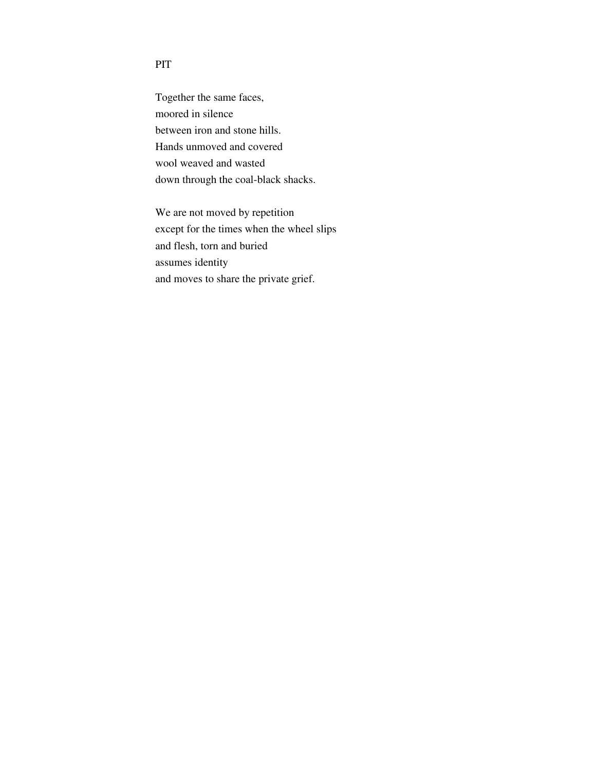## PIT

Together the same faces,  
moored in silence  
between iron and stone hills.  
Hands unmoved and covered  
wool weaved and wasted  
down through the coal-black shacks.

We are not moved by repetition  
except for the times when the wheel slips  
and flesh, torn and buried  
assumes identity  
and moves to share the private grief.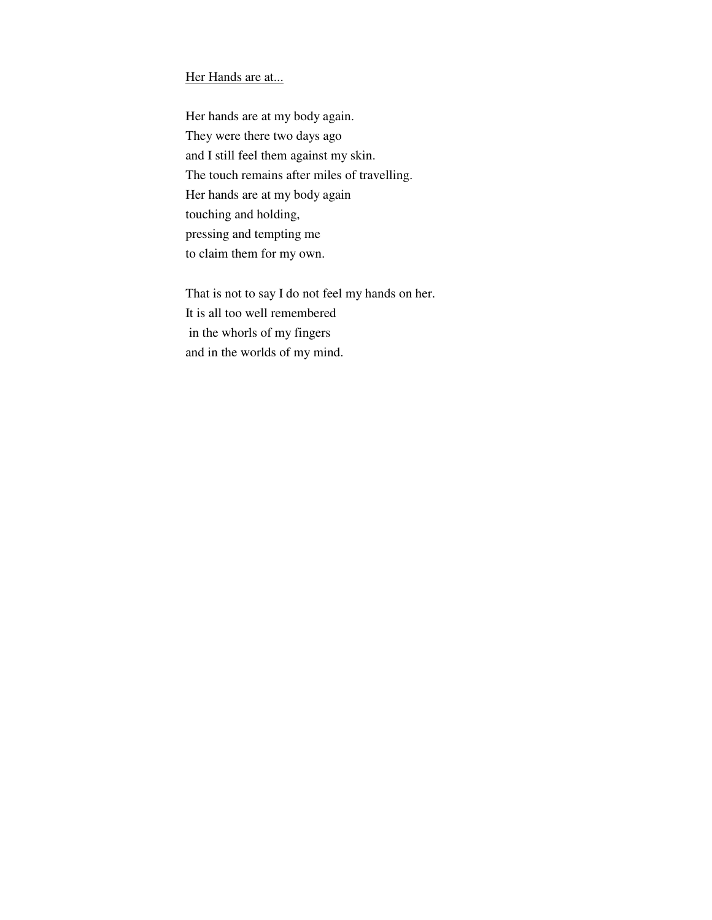## Her Hands are at...

Her hands are at my body again.  
They were there two days ago  
and I still feel them against my skin.  
The touch remains after miles of travelling.  
Her hands are at my body again  
touching and holding,  
pressing and tempting me  
to claim them for my own.

That is not to say I do not feel my hands on her.  
It is all too well remembered  
in the whorls of my fingers  
and in the worlds of my mind.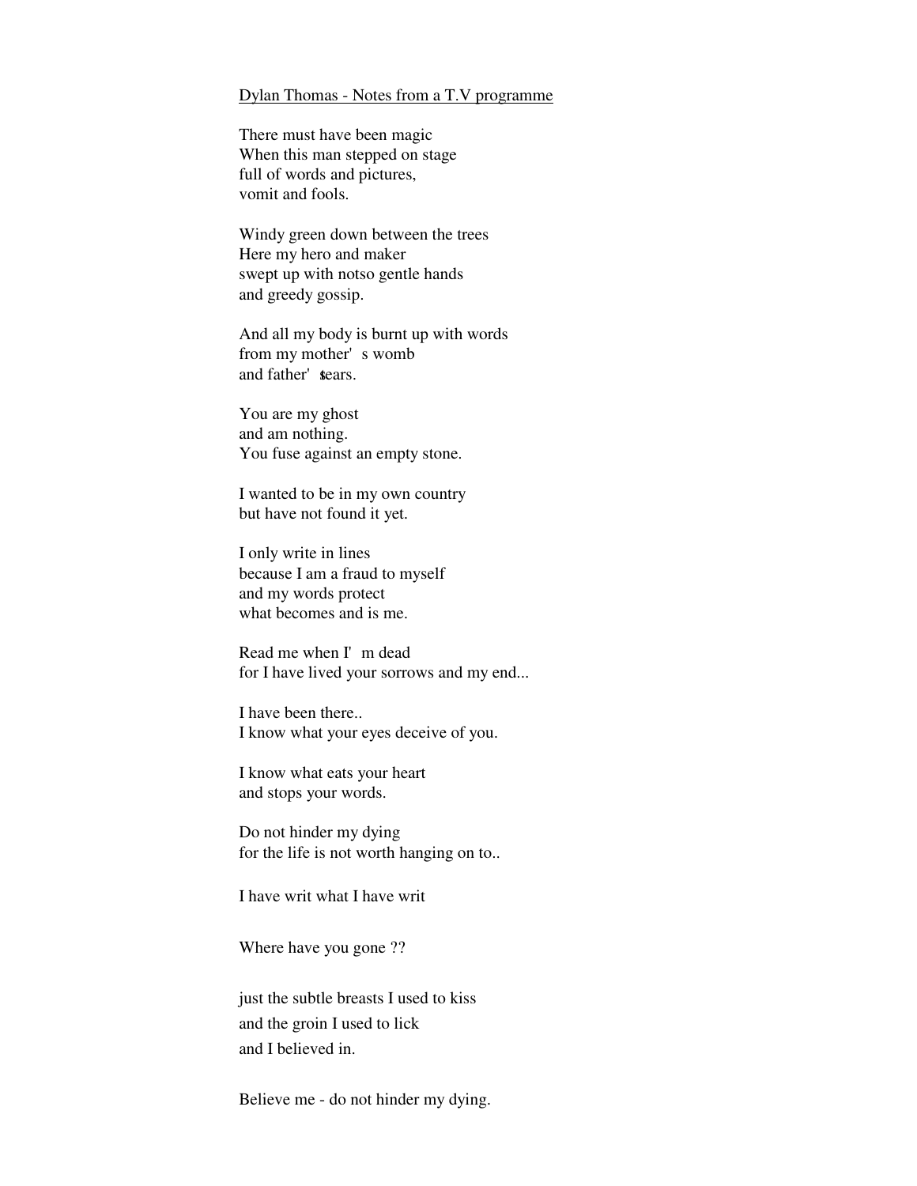Dylan Thomas - Notes from a T.V programme

There must have been magic  
When this man stepped on stage  
full of words and pictures,  
vomit and fools.

Windy green down between the trees  
Here my hero and maker  
swept up with notso gentle hands  
and greedy gossip.

And all my body is burnt up with words  
from my mother's womb  
and father's tears.

You are my ghost  
and am nothing.  
You fuse against an empty stone.

I wanted to be in my own country  
but have not found it yet.

I only write in lines  
because I am a fraud to myself  
and my words protect  
what becomes and is me.

Read me when I'm dead  
for I have lived your sorrows and my end...

I have been there..  
I know what your eyes deceive of you.

I know what eats your heart  
and stops your words.

Do not hinder my dying  
for the life is not worth hanging on to..

I have writ what I have writ

Where have you gone ??

just the subtle breasts I used to kiss  
and the groin I used to lick  
and I believed in.

Believe me - do not hinder my dying.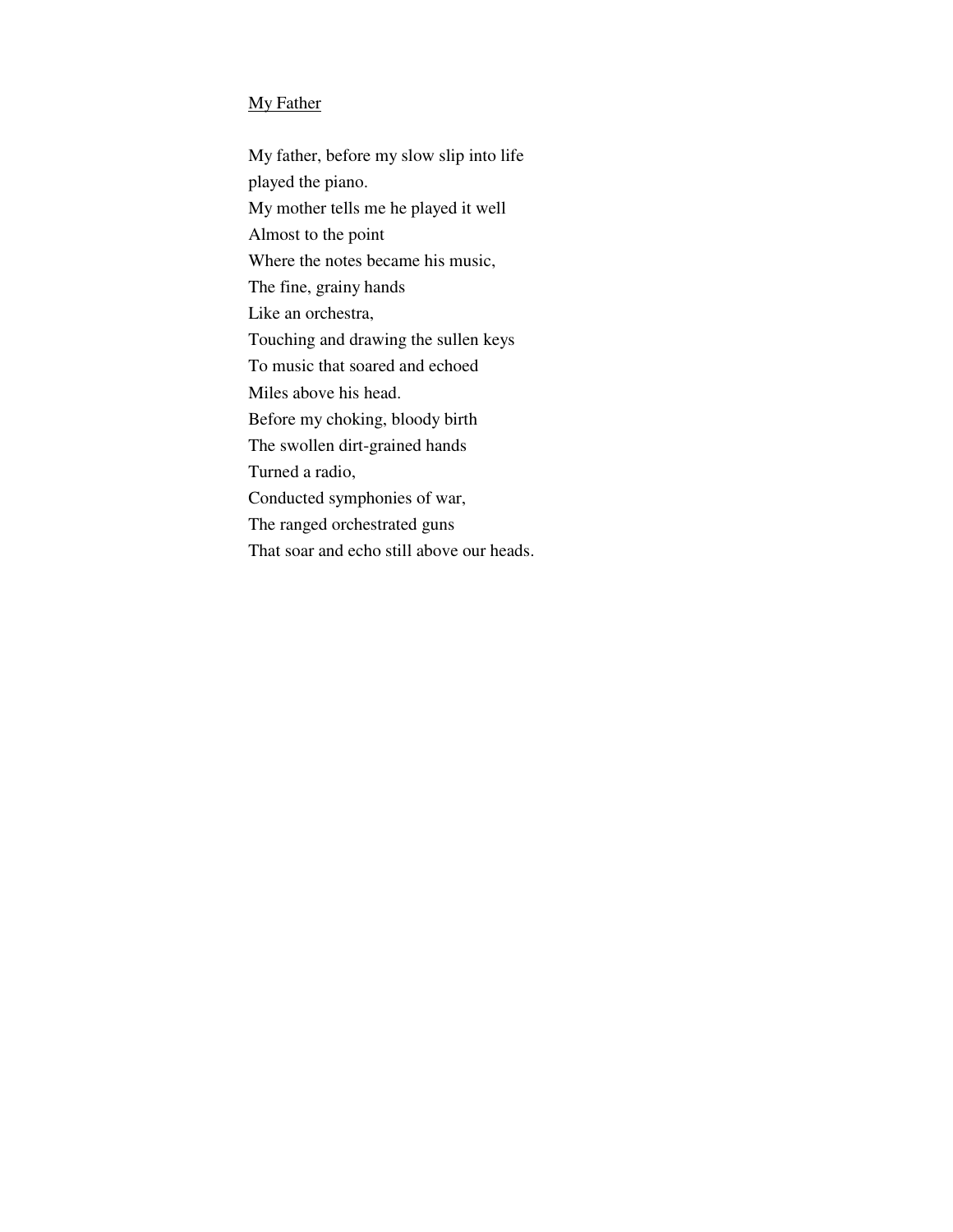## My Father

My father, before my slow slip into life  
played the piano.  
My mother tells me he played it well  
Almost to the point  
Where the notes became his music,  
The fine, grainy hands  
Like an orchestra,  
Touching and drawing the sullen keys  
To music that soared and echoed  
Miles above his head.  
Before my choking, bloody birth  
The swollen dirt-grained hands  
Turned a radio,  
Conducted symphonies of war,  
The ranged orchestrated guns  
That soar and echo still above our heads.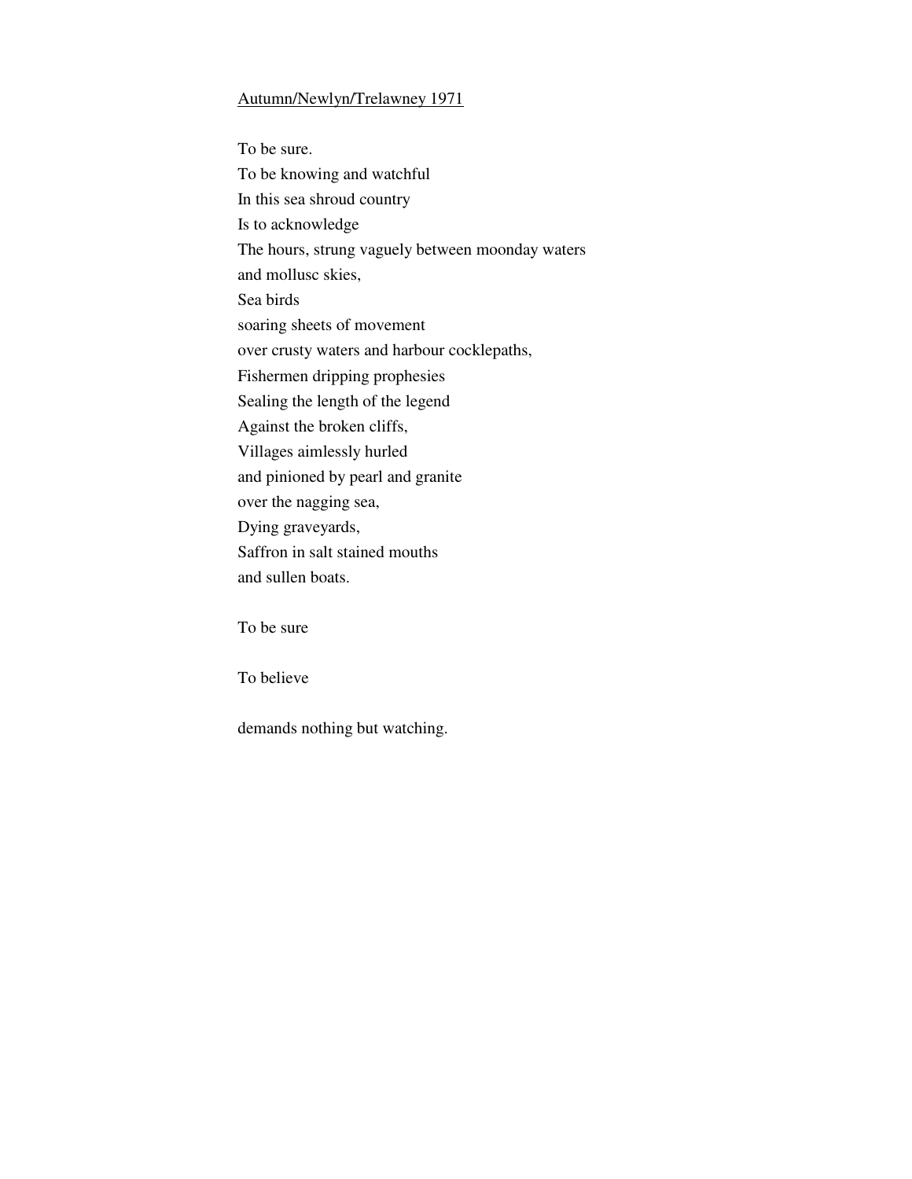<u>Autumn/Newlyn/Trelawney 1971</u>

To be sure.
To be knowing and watchful
In this sea shroud country
Is to acknowledge
The hours, strung vaguely between moonday waters
and mollusc skies,
Sea birds
soaring sheets of movement
over crusty waters and harbour cocklepaths,
Fishermen dripping prophesies
Sealing the length of the legend
Against the broken cliffs,
Villages aimlessly hurled
and pinioned by pearl and granite
over the nagging sea,
Dying graveyards,
Saffron in salt stained mouths
and sullen boats.

To be sure

To believe

demands nothing but watching.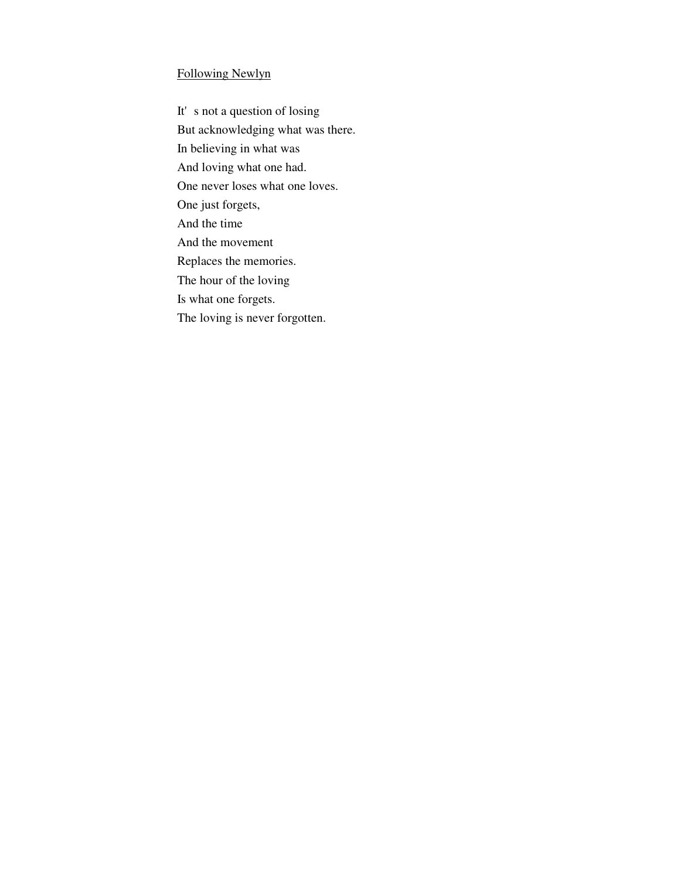<u>Following Newlyn</u>

It's not a question of losing  
But acknowledging what was there.  
In believing in what was  
And loving what one had.  
One never loses what one loves.  
One just forgets,  
And the time  
And the movement  
Replaces the memories.  
The hour of the loving  
Is what one forgets.  
The loving is never forgotten.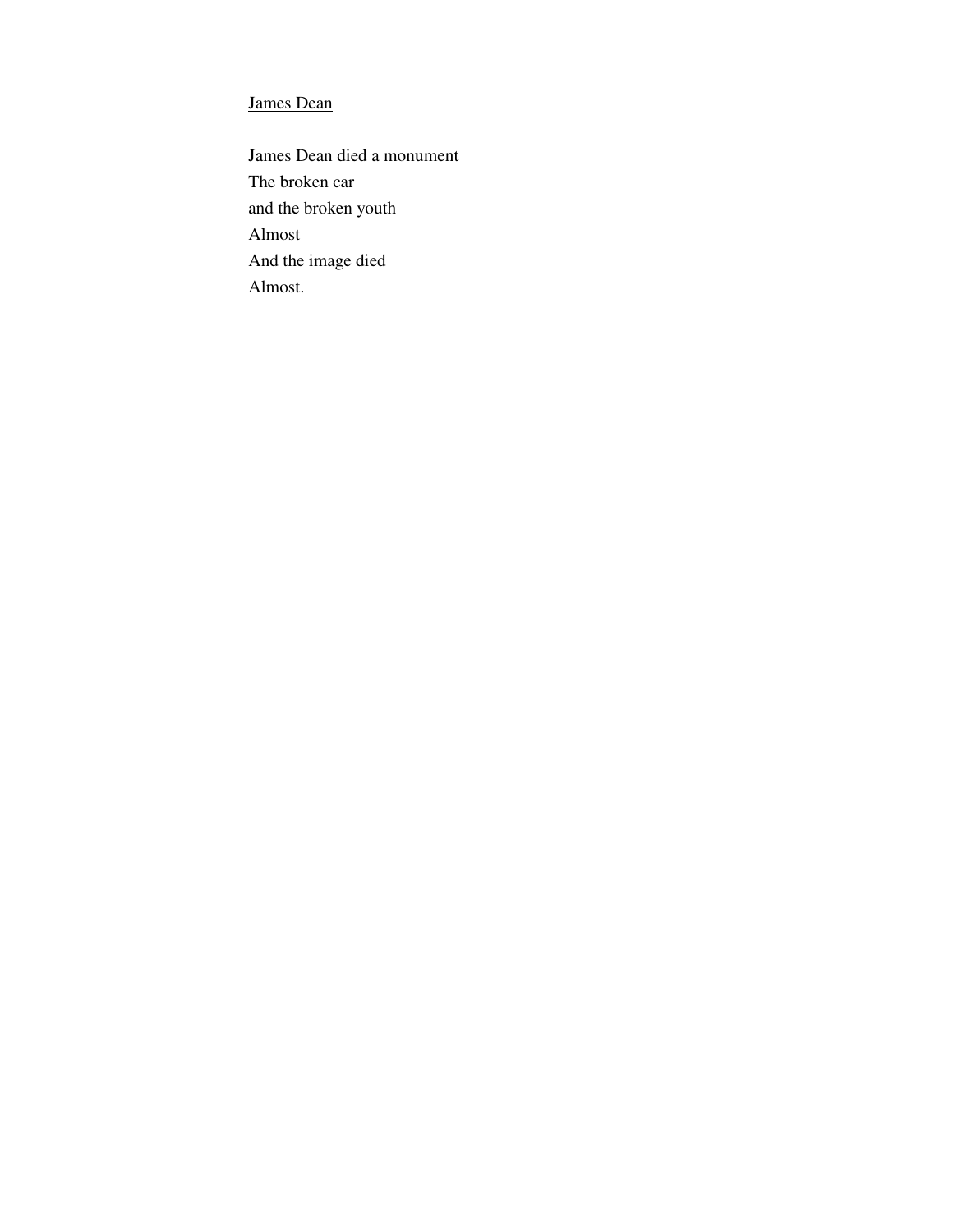## James Dean

James Dean died a monument
The broken car
and the broken youth
Almost
And the image died
Almost.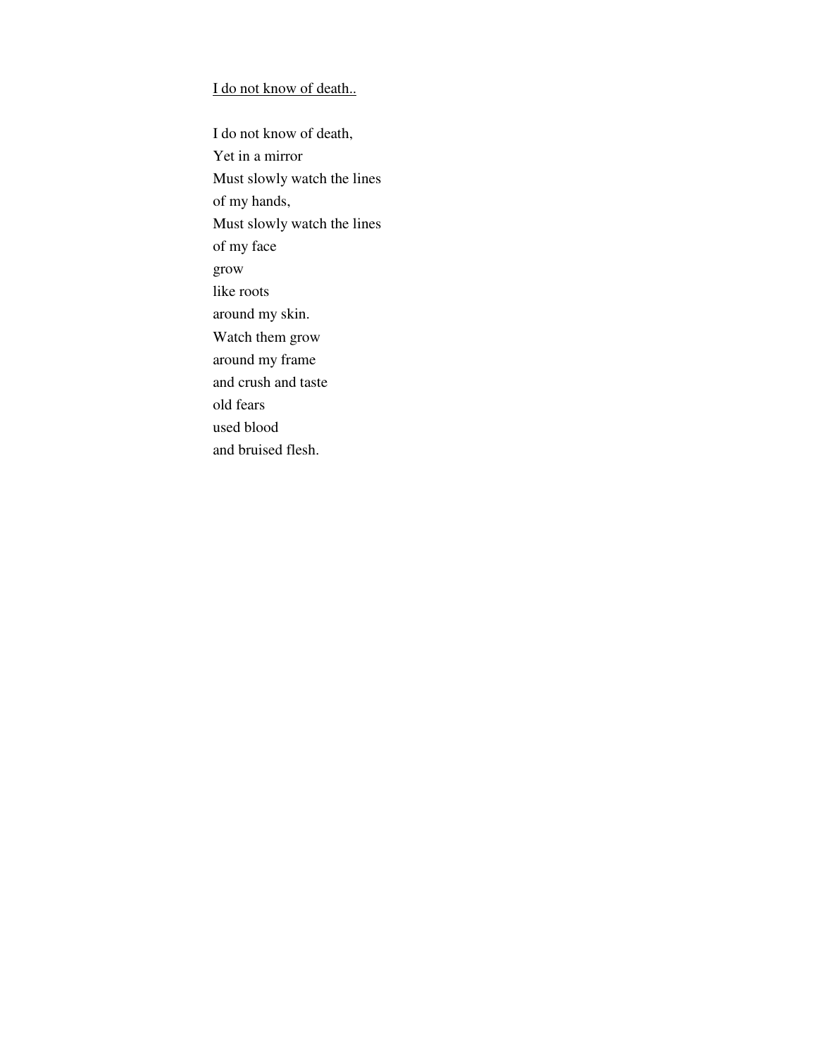<u>I do not know of death..</u>

I do not know of death,  
Yet in a mirror  
Must slowly watch the lines  
of my hands,  
Must slowly watch the lines  
of my face  
grow  
like roots  
around my skin.  
Watch them grow  
around my frame  
and crush and taste  
old fears  
used blood  
and bruised flesh.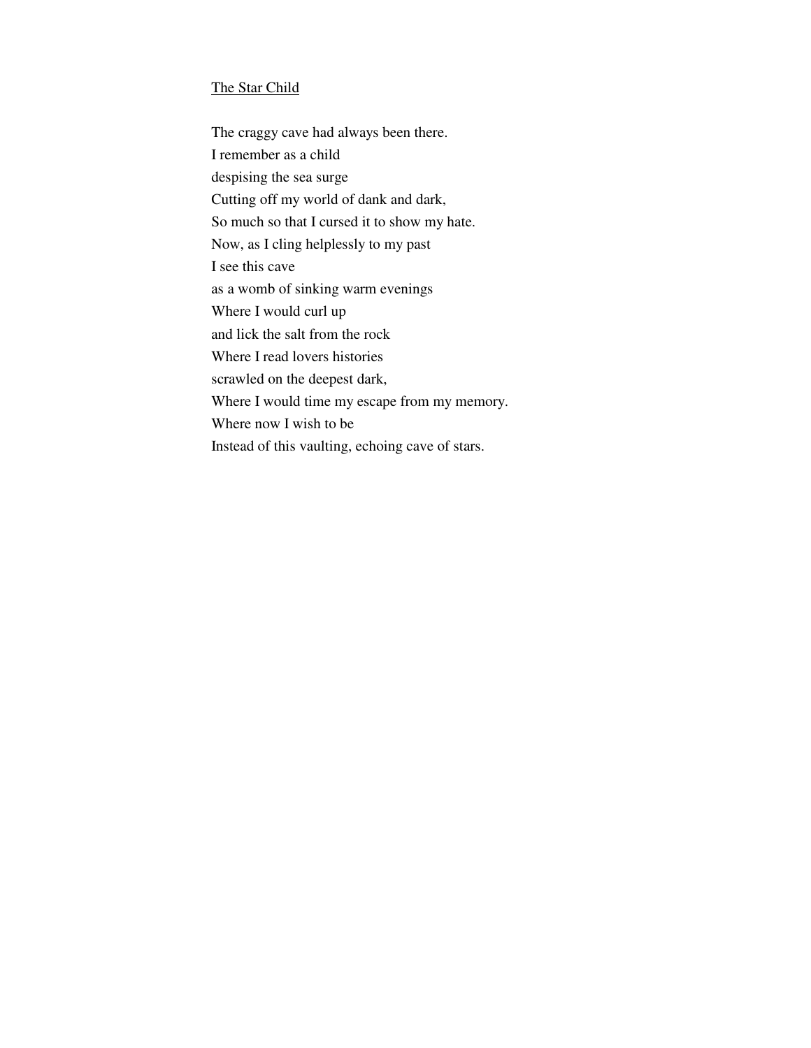<u>The Star Child</u>

The craggy cave had always been there.  
I remember as a child  
despising the sea surge  
Cutting off my world of dank and dark,  
So much so that I cursed it to show my hate.  
Now, as I cling helplessly to my past  
I see this cave  
as a womb of sinking warm evenings  
Where I would curl up  
and lick the salt from the rock  
Where I read lovers histories  
scrawled on the deepest dark,  
Where I would time my escape from my memory.  
Where now I wish to be  
Instead of this vaulting, echoing cave of stars.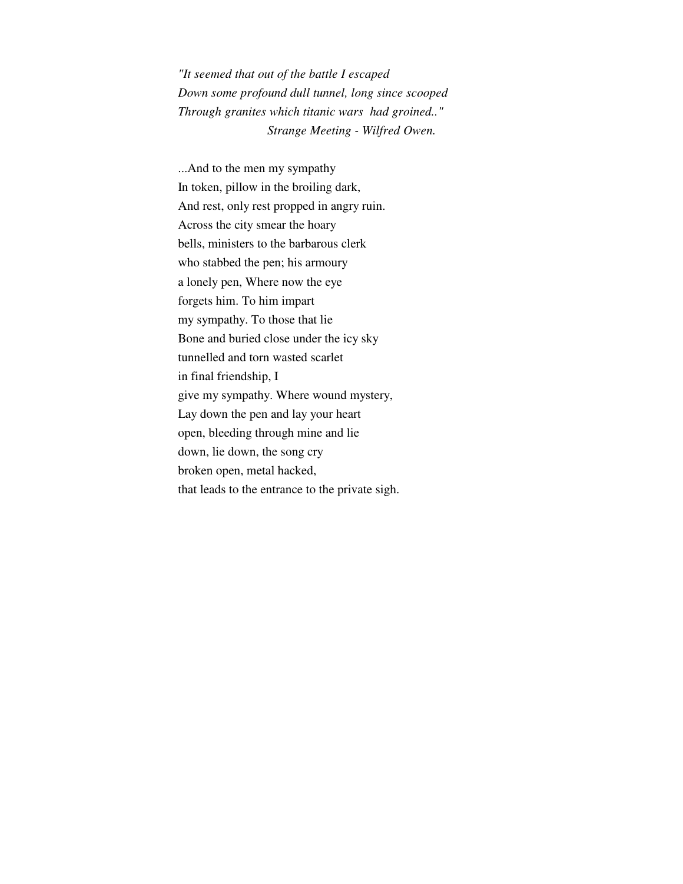*"It seemed that out of the battle I escaped*
*Down some profound dull tunnel, long since scooped*
*Through granites which titanic wars had groined.."*
*Strange Meeting - Wilfred Owen.*

...And to the men my sympathy
In token, pillow in the broiling dark,
And rest, only rest propped in angry ruin.
Across the city smear the hoary
bells, ministers to the barbarous clerk
who stabbed the pen; his armoury
a lonely pen, Where now the eye
forgets him. To him impart
my sympathy. To those that lie
Bone and buried close under the icy sky
tunnelled and torn wasted scarlet
in final friendship, I
give my sympathy. Where wound mystery,
Lay down the pen and lay your heart
open, bleeding through mine and lie
down, lie down, the song cry
broken open, metal hacked,
that leads to the entrance to the private sigh.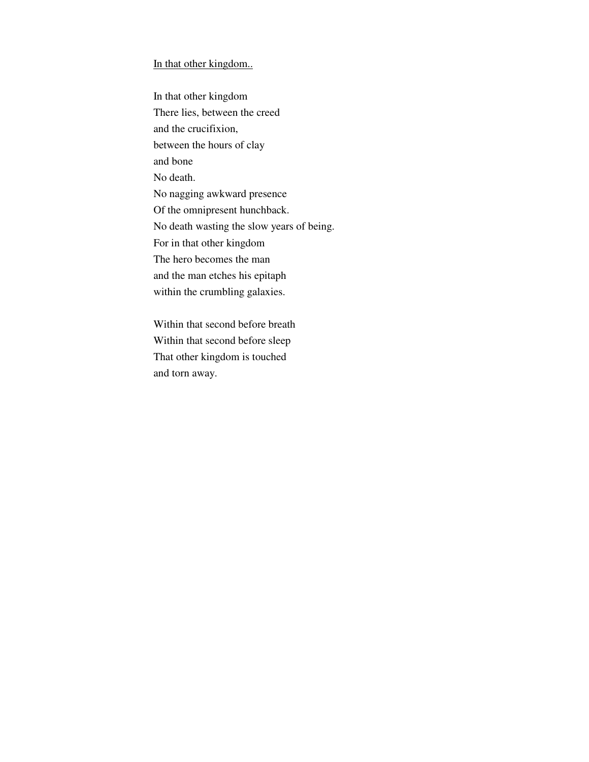## In that other kingdom..

In that other kingdom  
There lies, between the creed  
and the crucifixion,  
between the hours of clay  
and bone  
No death.  
No nagging awkward presence  
Of the omnipresent hunchback.  
No death wasting the slow years of being.  
For in that other kingdom  
The hero becomes the man  
and the man etches his epitaph  
within the crumbling galaxies.

Within that second before breath  
Within that second before sleep  
That other kingdom is touched  
and torn away.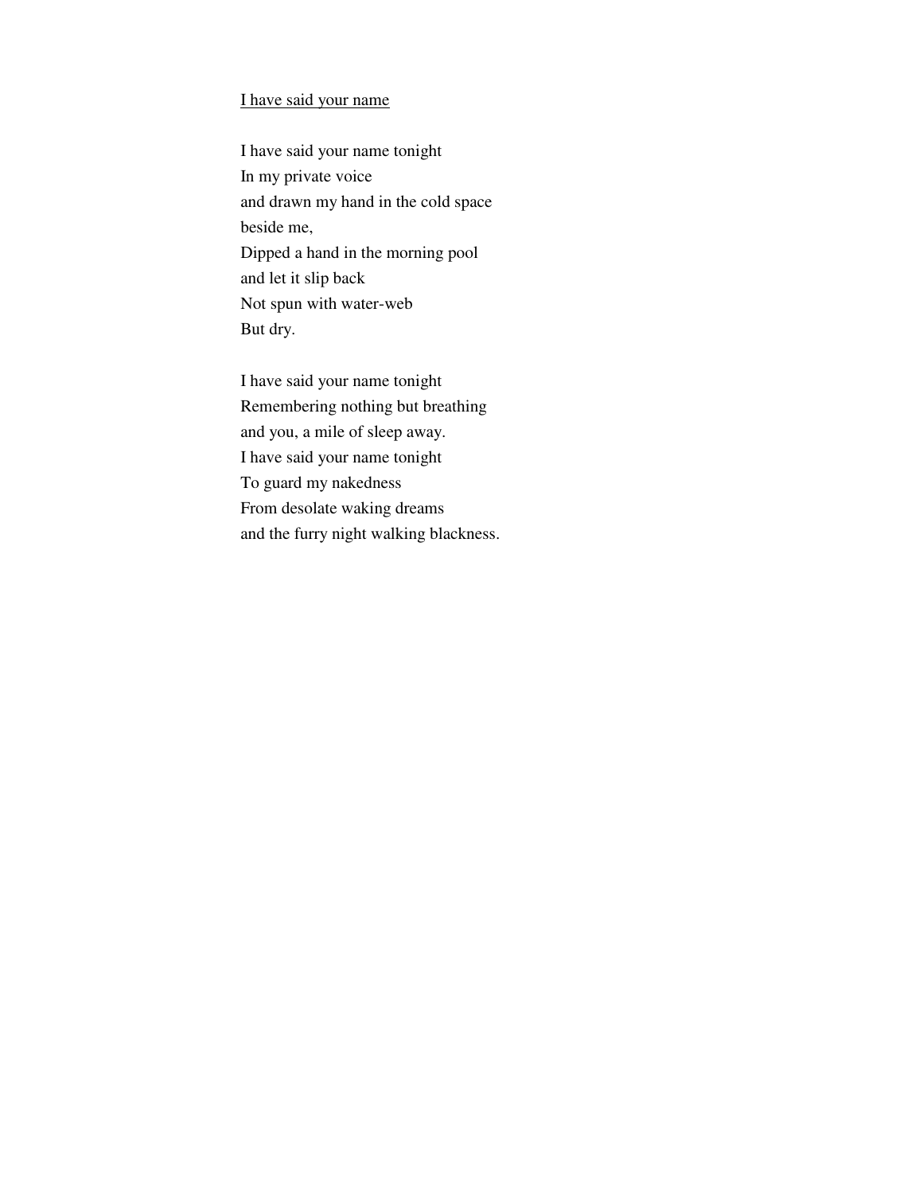I have said your name

I have said your name tonight  
In my private voice  
and drawn my hand in the cold space  
beside me,  
Dipped a hand in the morning pool  
and let it slip back  
Not spun with water-web  
But dry.

I have said your name tonight  
Remembering nothing but breathing  
and you, a mile of sleep away.  
I have said your name tonight  
To guard my nakedness  
From desolate waking dreams  
and the furry night walking blackness.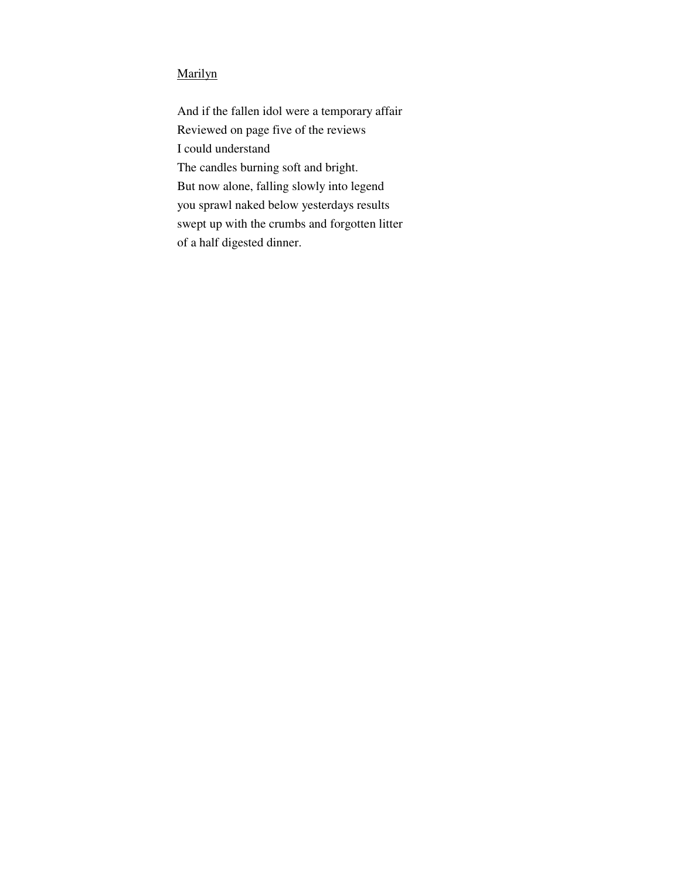<u>Marilyn</u>

And if the fallen idol were a temporary affair
Reviewed on page five of the reviews
I could understand
The candles burning soft and bright.
But now alone, falling slowly into legend
you sprawl naked below yesterdays results
swept up with the crumbs and forgotten litter
of a half digested dinner.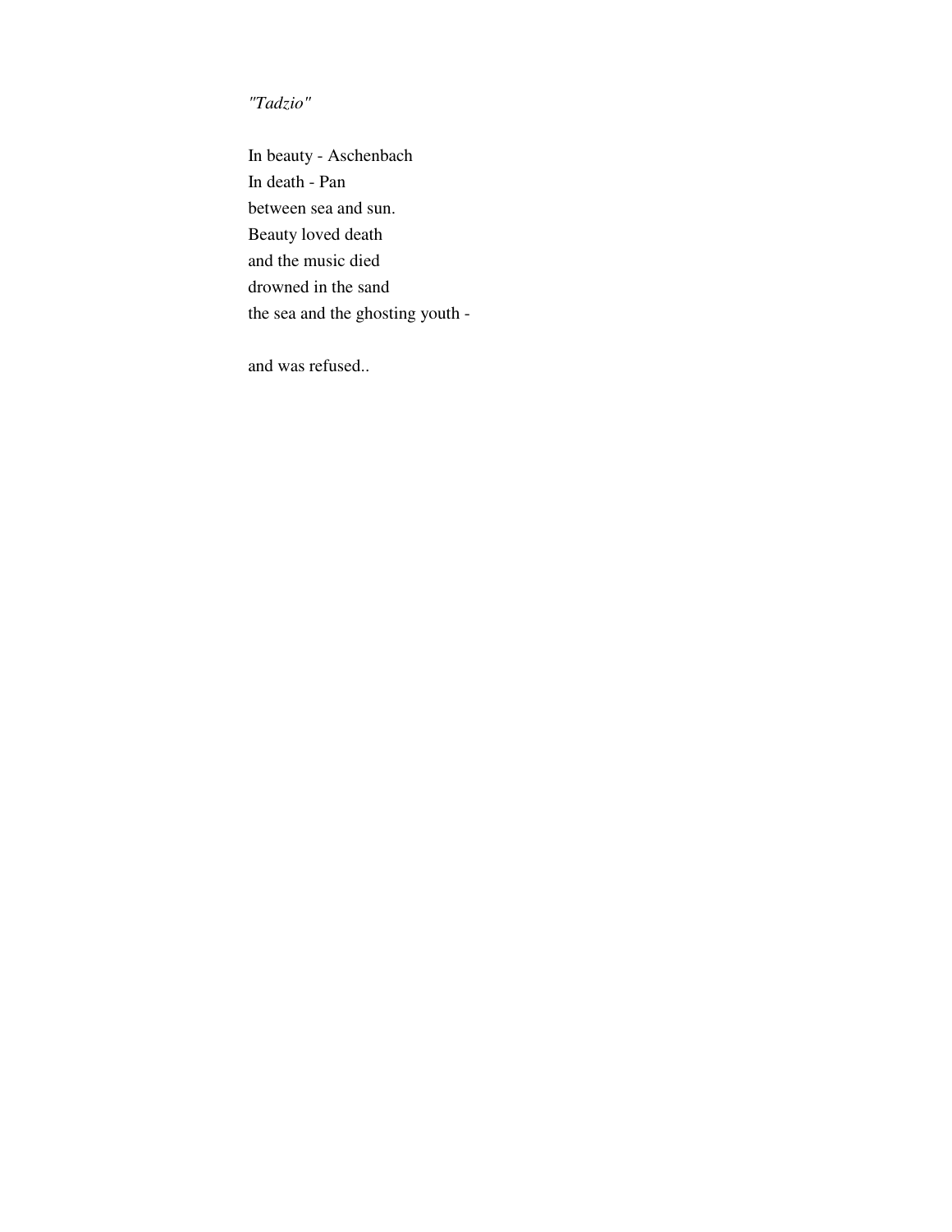*"Tadzio"*

In beauty - Aschenbach  
In death - Pan  
between sea and sun.  
Beauty loved death  
and the music died  
drowned in the sand  
the sea and the ghosting youth -

and was refused..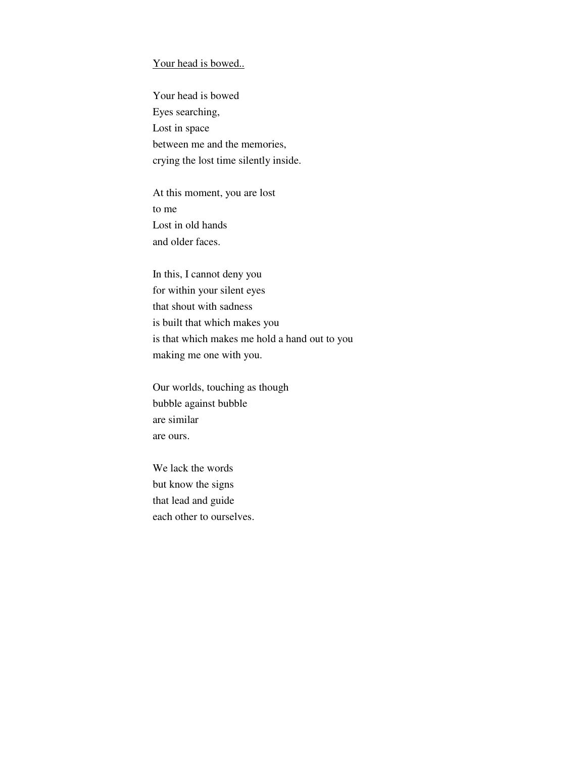<u>Your head is bowed..</u>

Your head is bowed  
Eyes searching,  
Lost in space  
between me and the memories,  
crying the lost time silently inside.

At this moment, you are lost  
to me  
Lost in old hands  
and older faces.

In this, I cannot deny you  
for within your silent eyes  
that shout with sadness  
is built that which makes you  
is that which makes me hold a hand out to you  
making me one with you.

Our worlds, touching as though  
bubble against bubble  
are similar  
are ours.

We lack the words  
but know the signs  
that lead and guide  
each other to ourselves.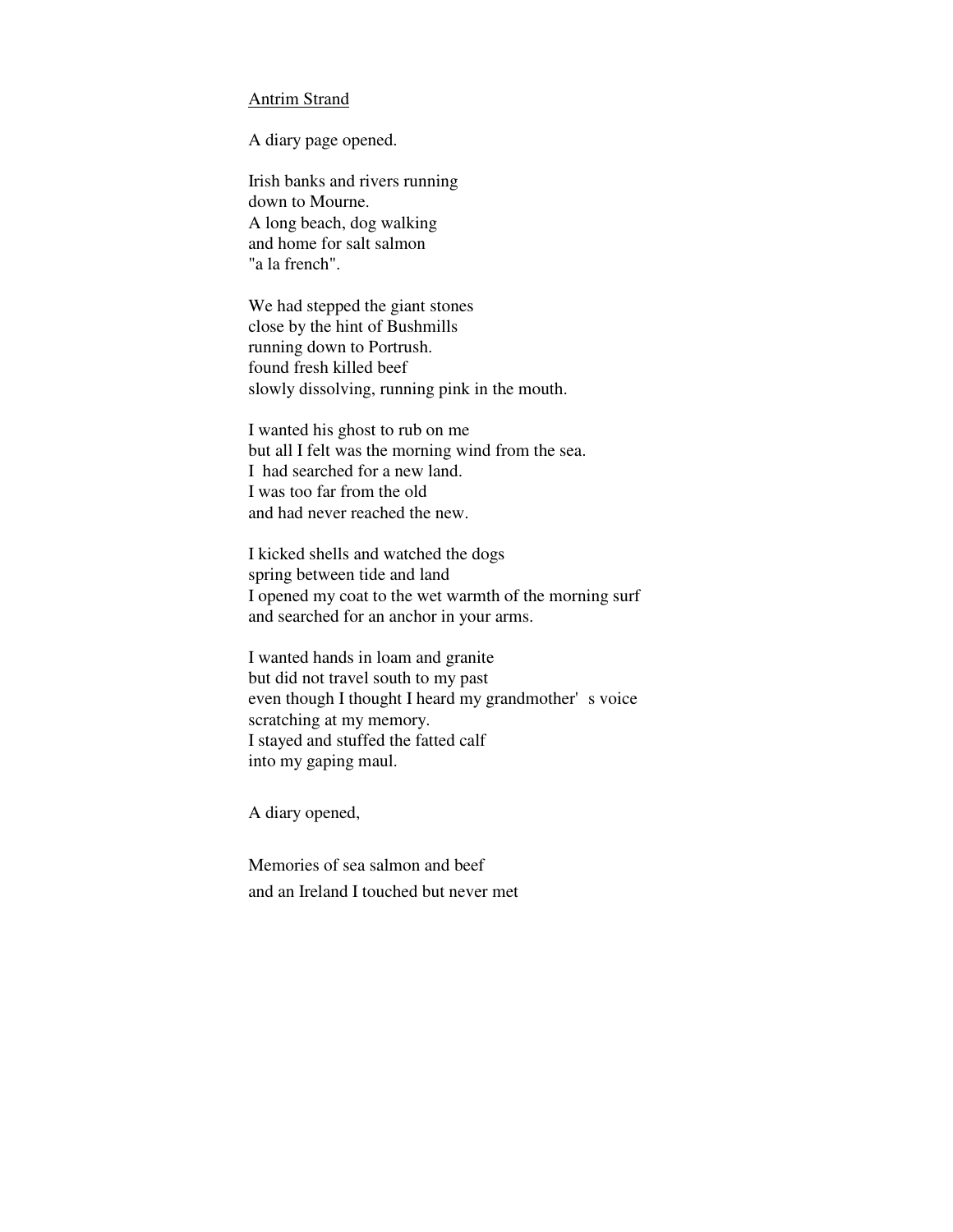Antrim Strand

A diary page opened.

Irish banks and rivers running  
down to Mourne.  
A long beach, dog walking  
and home for salt salmon  
"a la french".

We had stepped the giant stones  
close by the hint of Bushmills  
running down to Portrush.  
found fresh killed beef  
slowly dissolving, running pink in the mouth.

I wanted his ghost to rub on me  
but all I felt was the morning wind from the sea.  
I had searched for a new land.  
I was too far from the old  
and had never reached the new.

I kicked shells and watched the dogs  
spring between tide and land  
I opened my coat to the wet warmth of the morning surf  
and searched for an anchor in your arms.

I wanted hands in loam and granite  
but did not travel south to my past  
even though I thought I heard my grandmother' s voice  
scratching at my memory.  
I stayed and stuffed the fatted calf  
into my gaping maul.

A diary opened,

Memories of sea salmon and beef  
and an Ireland I touched but never met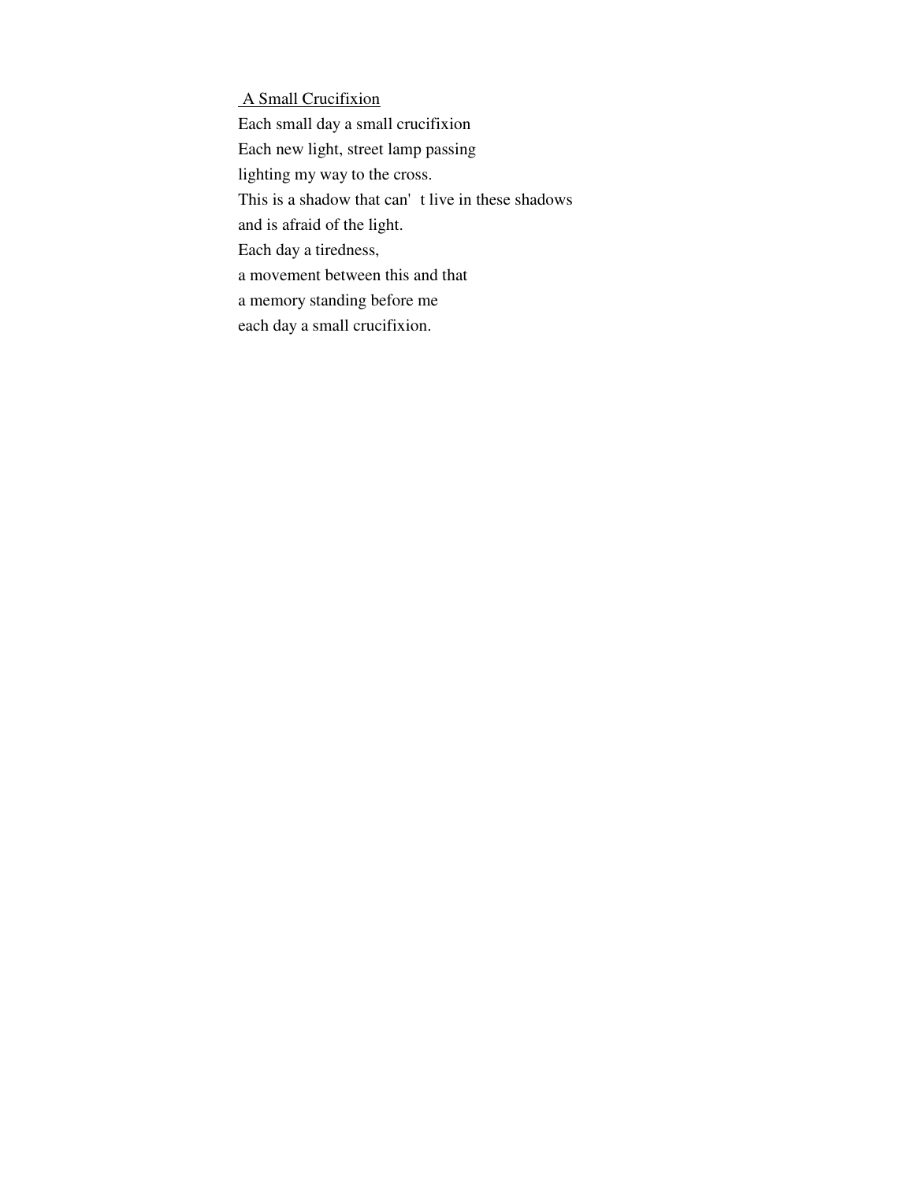## A Small Crucifixion

Each small day a small crucifixion  
Each new light, street lamp passing  
lighting my way to the cross.  
This is a shadow that can' t live in these shadows  
and is afraid of the light.  
Each day a tiredness,  
a movement between this and that  
a memory standing before me  
each day a small crucifixion.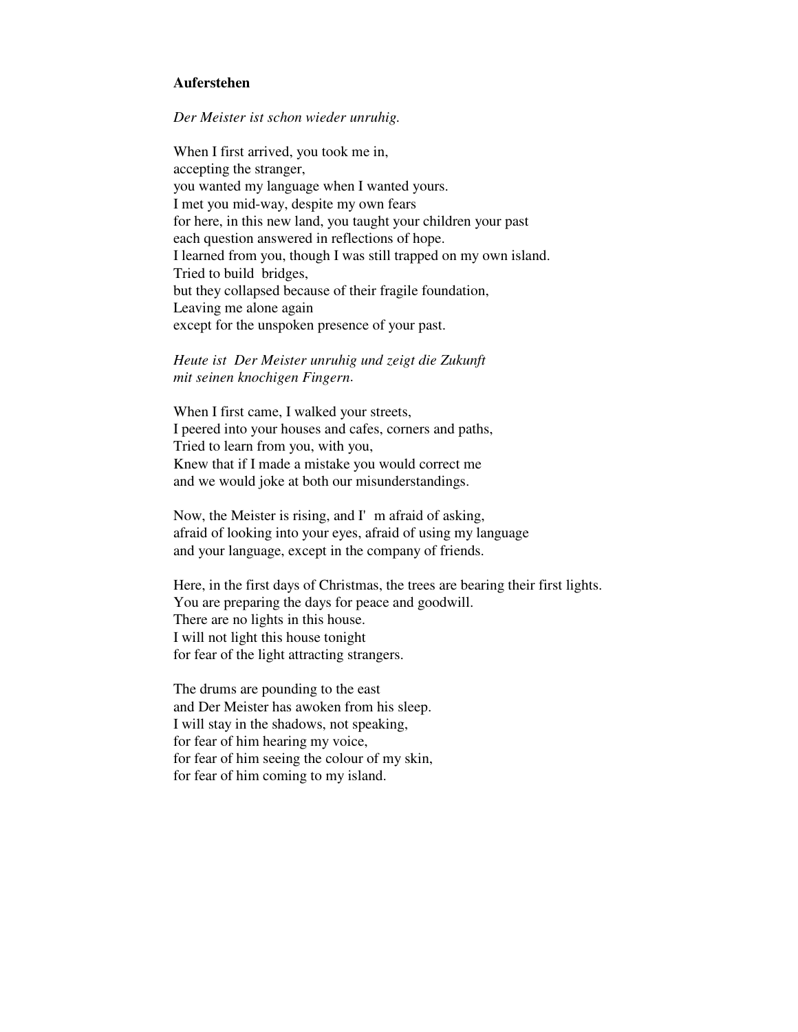**Auferstehen**

*Der Meister ist schon wieder unruhig.*

When I first arrived, you took me in,  
accepting the stranger,  
you wanted my language when I wanted yours.  
I met you mid-way, despite my own fears  
for here, in this new land, you taught your children your past  
each question answered in reflections of hope.  
I learned from you, though I was still trapped on my own island.  
Tried to build bridges,  
but they collapsed because of their fragile foundation,  
Leaving me alone again  
except for the unspoken presence of your past.

*Heute ist Der Meister unruhig und zeigt die Zukunft*  
*mit seinen knochigen Fingern.*

When I first came, I walked your streets,  
I peered into your houses and cafes, corners and paths,  
Tried to learn from you, with you,  
Knew that if I made a mistake you would correct me  
and we would joke at both our misunderstandings.

Now, the Meister is rising, and I' m afraid of asking,  
afraid of looking into your eyes, afraid of using my language  
and your language, except in the company of friends.

Here, in the first days of Christmas, the trees are bearing their first lights.  
You are preparing the days for peace and goodwill.  
There are no lights in this house.  
I will not light this house tonight  
for fear of the light attracting strangers.

The drums are pounding to the east  
and Der Meister has awoken from his sleep.  
I will stay in the shadows, not speaking,  
for fear of him hearing my voice,  
for fear of him seeing the colour of my skin,  
for fear of him coming to my island.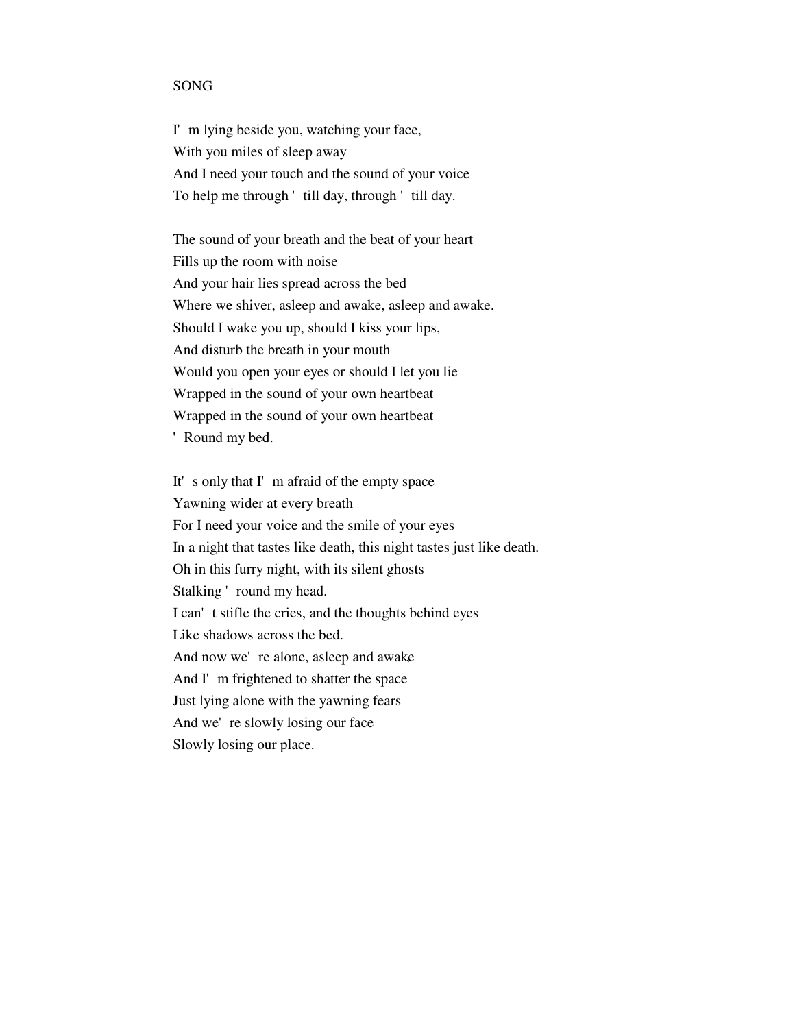SONG

I'm lying beside you, watching your face,  
With you miles of sleep away  
And I need your touch and the sound of your voice  
To help me through 'till day, through 'till day.

The sound of your breath and the beat of your heart  
Fills up the room with noise  
And your hair lies spread across the bed  
Where we shiver, asleep and awake, asleep and awake.  
Should I wake you up, should I kiss your lips,  
And disturb the breath in your mouth  
Would you open your eyes or should I let you lie  
Wrapped in the sound of your own heartbeat  
Wrapped in the sound of your own heartbeat  
'Round my bed.

It's only that I'm afraid of the empty space  
Yawning wider at every breath  
For I need your voice and the smile of your eyes  
In a night that tastes like death, this night tastes just like death.  
Oh in this furry night, with its silent ghosts  
Stalking 'round my head.  
I can't stifle the cries, and the thoughts behind eyes  
Like shadows across the bed.  
And now we're alone, asleep and awake,  
And I'm frightened to shatter the space  
Just lying alone with the yawning fears  
And we're slowly losing our face  
Slowly losing our place.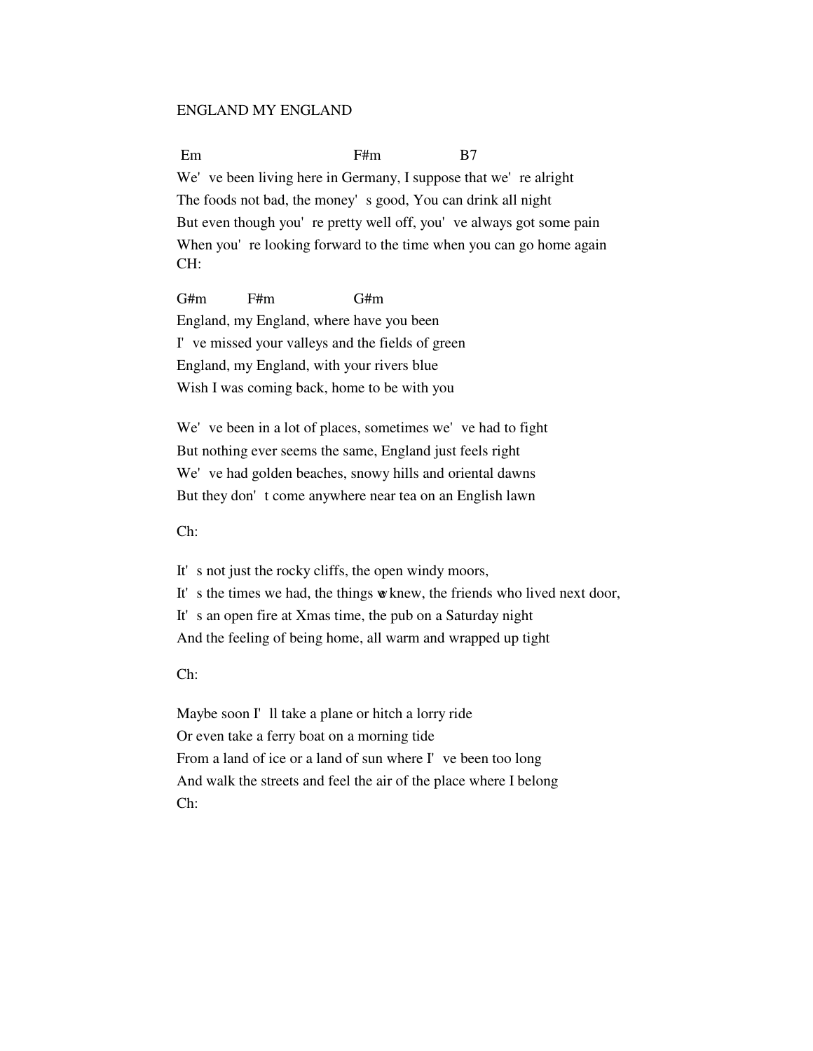# ENGLAND MY ENGLAND

```
 Em                              F#m                  B7
We've been living here in Germany, I suppose that we're alright
The foods not bad, the money's good, You can drink all night
But even though you're pretty well off, you've always got some pain
When you're looking forward to the time when you can go home again
CH:

G#m          F#m                  G#m
England, my England, where have you been
I've missed your valleys and the fields of green
England, my England, with your rivers blue
Wish I was coming back, home to be with you
```

We've been in a lot of places, sometimes we've had to fight
But nothing ever seems the same, England just feels right
We've had golden beaches, snowy hills and oriental dawns
But they don't come anywhere near tea on an English lawn

Ch:

It's not just the rocky cliffs, the open windy moors,
It's the times we had, the things we knew, the friends who lived next door,
It's an open fire at Xmas time, the pub on a Saturday night
And the feeling of being home, all warm and wrapped up tight

Ch:

Maybe soon I'll take a plane or hitch a lorry ride
Or even take a ferry boat on a morning tide
From a land of ice or a land of sun where I've been too long
And walk the streets and feel the air of the place where I belong
Ch: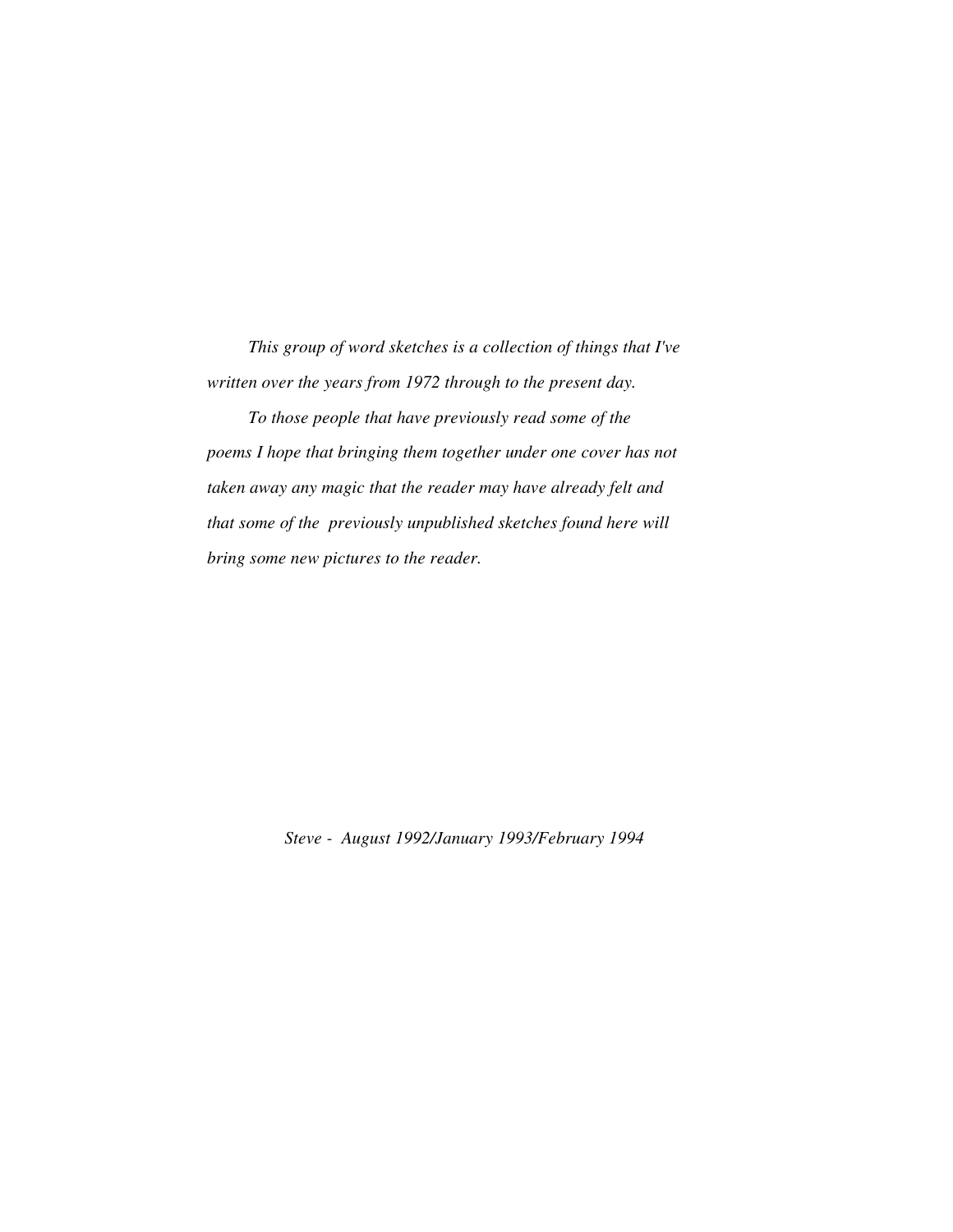*This group of word sketches is a collection of things that I've written over the years from 1972 through to the present day.*

*To those people that have previously read some of the poems I hope that bringing them together under one cover has not taken away any magic that the reader may have already felt and that some of the previously unpublished sketches found here will bring some new pictures to the reader.*

*Steve - August 1992/January 1993/February 1994*